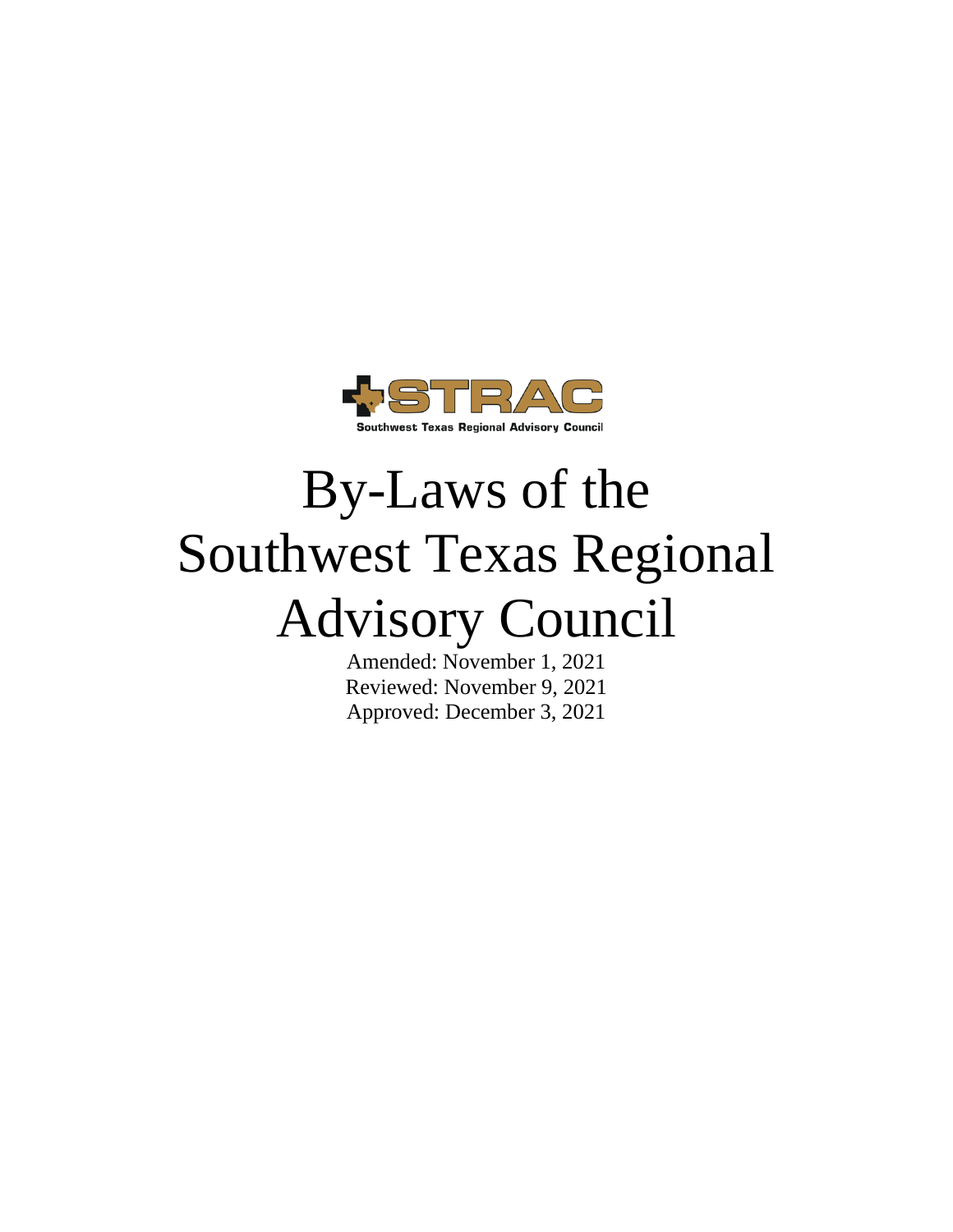STRAC

Southwest Texas Regional Advisory Council

# By-Laws of the Southwest Texas Regional Advisory Council

Amended: November 1, 2021

Reviewed: November 9, 2021

Approved: December 3, 2021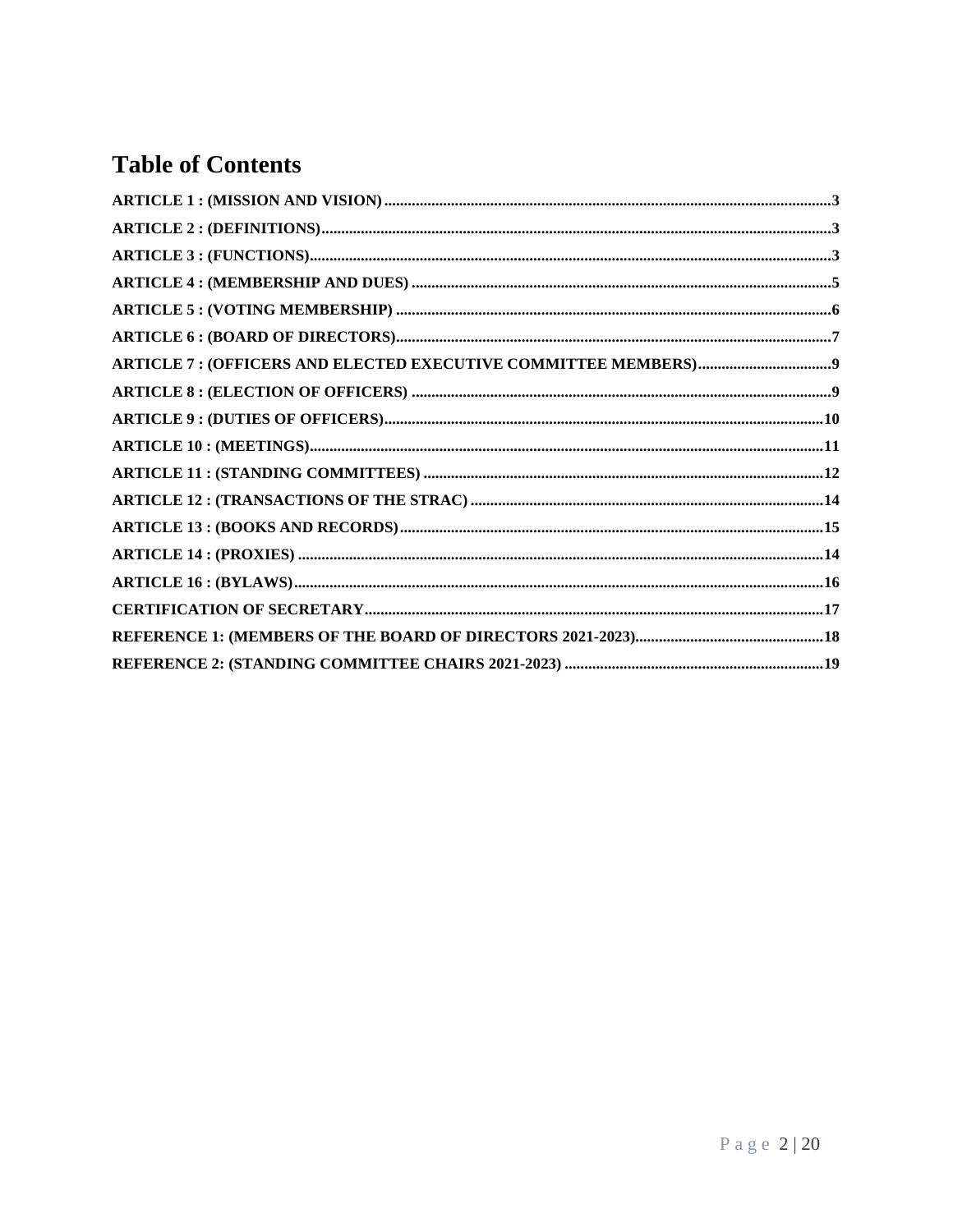# Table of Contents

ARTICLE 1 : (MISSION AND VISION)....3

ARTICLE 2 : (DEFINITIONS)....3

ARTICLE 3 : (FUNCTIONS)....3

ARTICLE 4 : (MEMBERSHIP AND DUES)....5

ARTICLE 5 : (VOTING MEMBERSHIP)....6

ARTICLE 6 : (BOARD OF DIRECTORS)....7

ARTICLE 7 : (OFFICERS AND ELECTED EXECUTIVE COMMITTEE MEMBERS)....9

ARTICLE 8 : (ELECTION OF OFFICERS)....9

ARTICLE 9 : (DUTIES OF OFFICERS)....10

ARTICLE 10 : (MEETINGS)....11

ARTICLE 11 : (STANDING COMMITTEES)....12

ARTICLE 12 : (TRANSACTIONS OF THE STRAC)....14

ARTICLE 13 : (BOOKS AND RECORDS)....15

ARTICLE 14 : (PROXIES)....14

ARTICLE 16 : (BYLAWS)....16

CERTIFICATION OF SECRETARY....17

REFERENCE 1: (MEMBERS OF THE BOARD OF DIRECTORS 2021-2023)....18

REFERENCE 2: (STANDING COMMITTEE CHAIRS 2021-2023)....19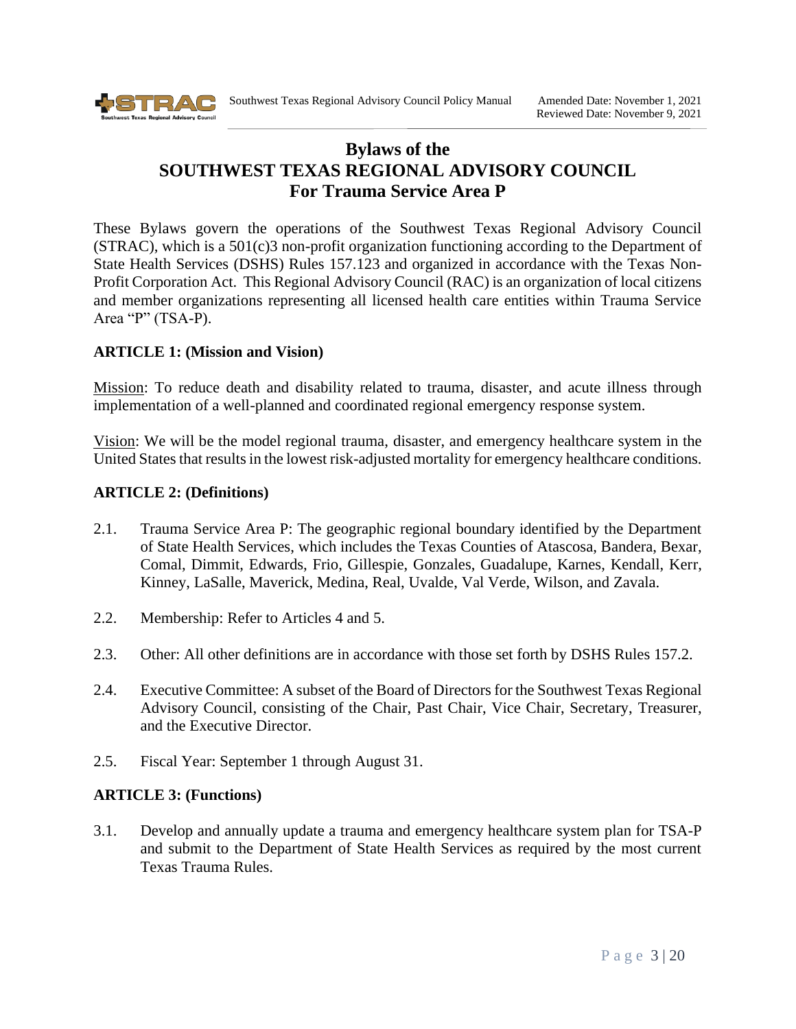# Bylaws of the SOUTHWEST TEXAS REGIONAL ADVISORY COUNCIL For Trauma Service Area P

These Bylaws govern the operations of the Southwest Texas Regional Advisory Council (STRAC), which is a 501(c)3 non-profit organization functioning according to the Department of State Health Services (DSHS) Rules 157.123 and organized in accordance with the Texas Non-Profit Corporation Act. This Regional Advisory Council (RAC) is an organization of local citizens and member organizations representing all licensed health care entities within Trauma Service Area "P" (TSA-P).

**ARTICLE 1: (Mission and Vision)**

Mission: To reduce death and disability related to trauma, disaster, and acute illness through implementation of a well-planned and coordinated regional emergency response system.

Vision: We will be the model regional trauma, disaster, and emergency healthcare system in the United States that results in the lowest risk-adjusted mortality for emergency healthcare conditions.

**ARTICLE 2: (Definitions)**

2.1. Trauma Service Area P: The geographic regional boundary identified by the Department of State Health Services, which includes the Texas Counties of Atascosa, Bandera, Bexar, Comal, Dimmit, Edwards, Frio, Gillespie, Gonzales, Guadalupe, Karnes, Kendall, Kerr, Kinney, LaSalle, Maverick, Medina, Real, Uvalde, Val Verde, Wilson, and Zavala.

2.2. Membership: Refer to Articles 4 and 5.

2.3. Other: All other definitions are in accordance with those set forth by DSHS Rules 157.2.

2.4. Executive Committee: A subset of the Board of Directors for the Southwest Texas Regional Advisory Council, consisting of the Chair, Past Chair, Vice Chair, Secretary, Treasurer, and the Executive Director.

2.5. Fiscal Year: September 1 through August 31.

**ARTICLE 3: (Functions)**

3.1. Develop and annually update a trauma and emergency healthcare system plan for TSA-P and submit to the Department of State Health Services as required by the most current Texas Trauma Rules.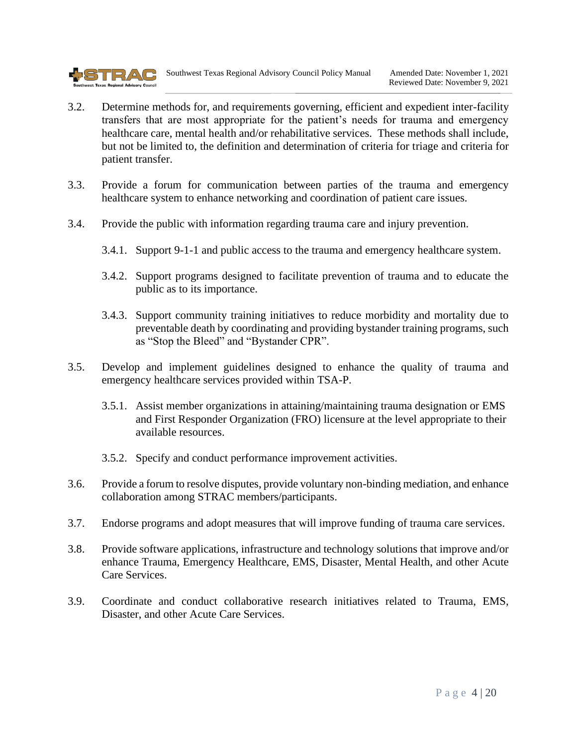3.2. Determine methods for, and requirements governing, efficient and expedient inter-facility transfers that are most appropriate for the patient's needs for trauma and emergency healthcare care, mental health and/or rehabilitative services. These methods shall include, but not be limited to, the definition and determination of criteria for triage and criteria for patient transfer.

3.3. Provide a forum for communication between parties of the trauma and emergency healthcare system to enhance networking and coordination of patient care issues.

3.4. Provide the public with information regarding trauma care and injury prevention.

- 3.4.1. Support 9-1-1 and public access to the trauma and emergency healthcare system.
- 3.4.2. Support programs designed to facilitate prevention of trauma and to educate the public as to its importance.
- 3.4.3. Support community training initiatives to reduce morbidity and mortality due to preventable death by coordinating and providing bystander training programs, such as "Stop the Bleed" and "Bystander CPR".

3.5. Develop and implement guidelines designed to enhance the quality of trauma and emergency healthcare services provided within TSA-P.

- 3.5.1. Assist member organizations in attaining/maintaining trauma designation or EMS and First Responder Organization (FRO) licensure at the level appropriate to their available resources.
- 3.5.2. Specify and conduct performance improvement activities.

3.6. Provide a forum to resolve disputes, provide voluntary non-binding mediation, and enhance collaboration among STRAC members/participants.

3.7. Endorse programs and adopt measures that will improve funding of trauma care services.

3.8. Provide software applications, infrastructure and technology solutions that improve and/or enhance Trauma, Emergency Healthcare, EMS, Disaster, Mental Health, and other Acute Care Services.

3.9. Coordinate and conduct collaborative research initiatives related to Trauma, EMS, Disaster, and other Acute Care Services.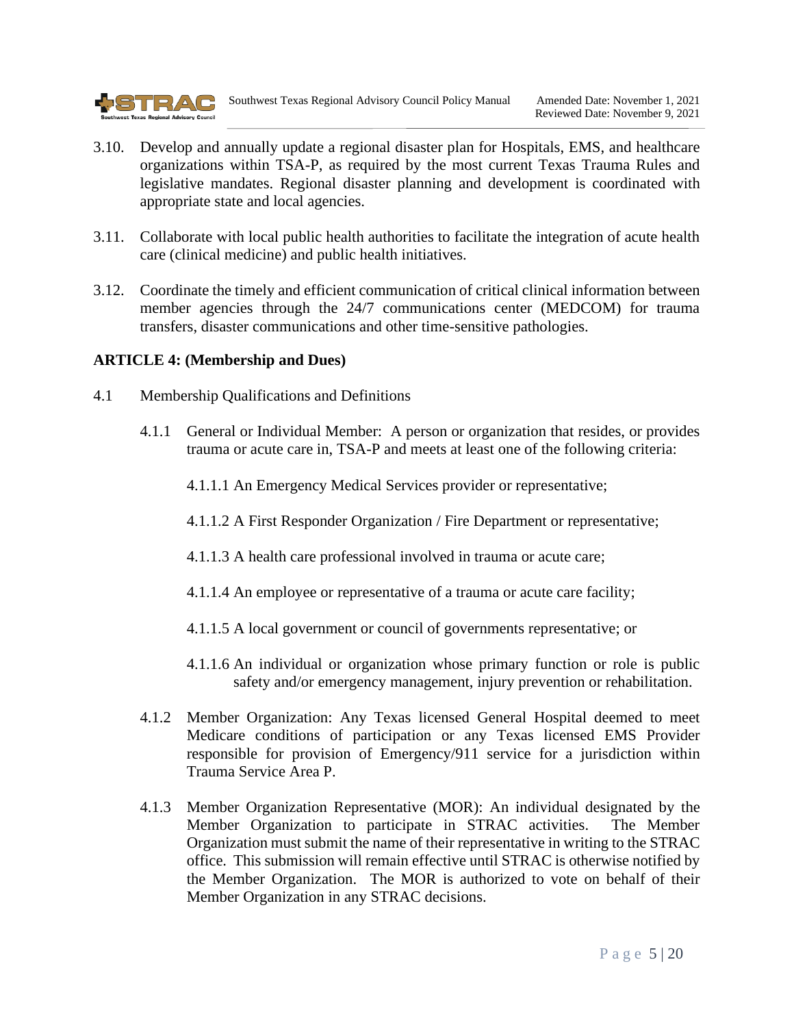3.10. Develop and annually update a regional disaster plan for Hospitals, EMS, and healthcare organizations within TSA-P, as required by the most current Texas Trauma Rules and legislative mandates. Regional disaster planning and development is coordinated with appropriate state and local agencies.

3.11. Collaborate with local public health authorities to facilitate the integration of acute health care (clinical medicine) and public health initiatives.

3.12. Coordinate the timely and efficient communication of critical clinical information between member agencies through the 24/7 communications center (MEDCOM) for trauma transfers, disaster communications and other time-sensitive pathologies.

**ARTICLE 4: (Membership and Dues)**

4.1 Membership Qualifications and Definitions

4.1.1 General or Individual Member: A person or organization that resides, or provides trauma or acute care in, TSA-P and meets at least one of the following criteria:

4.1.1.1 An Emergency Medical Services provider or representative;

4.1.1.2 A First Responder Organization / Fire Department or representative;

4.1.1.3 A health care professional involved in trauma or acute care;

4.1.1.4 An employee or representative of a trauma or acute care facility;

4.1.1.5 A local government or council of governments representative; or

4.1.1.6 An individual or organization whose primary function or role is public safety and/or emergency management, injury prevention or rehabilitation.

4.1.2 Member Organization: Any Texas licensed General Hospital deemed to meet Medicare conditions of participation or any Texas licensed EMS Provider responsible for provision of Emergency/911 service for a jurisdiction within Trauma Service Area P.

4.1.3 Member Organization Representative (MOR): An individual designated by the Member Organization to participate in STRAC activities. The Member Organization must submit the name of their representative in writing to the STRAC office. This submission will remain effective until STRAC is otherwise notified by the Member Organization. The MOR is authorized to vote on behalf of their Member Organization in any STRAC decisions.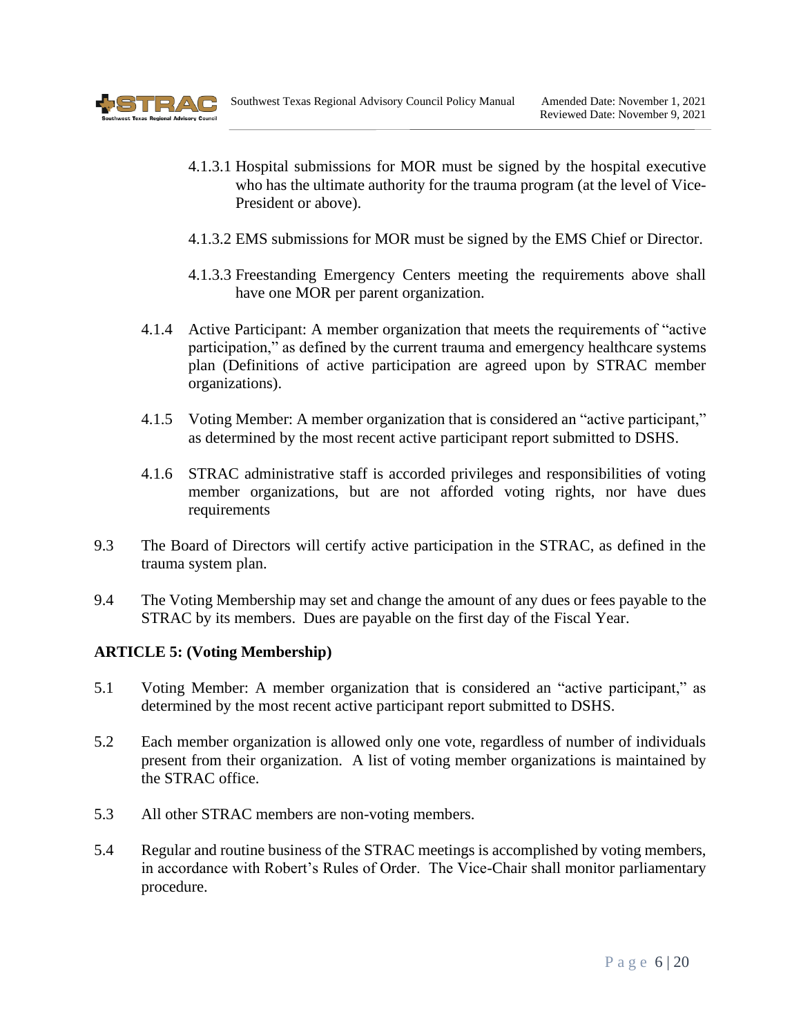4.1.3.1 Hospital submissions for MOR must be signed by the hospital executive who has the ultimate authority for the trauma program (at the level of Vice-President or above).

4.1.3.2 EMS submissions for MOR must be signed by the EMS Chief or Director.

4.1.3.3 Freestanding Emergency Centers meeting the requirements above shall have one MOR per parent organization.

4.1.4 Active Participant: A member organization that meets the requirements of "active participation," as defined by the current trauma and emergency healthcare systems plan (Definitions of active participation are agreed upon by STRAC member organizations).

4.1.5 Voting Member: A member organization that is considered an "active participant," as determined by the most recent active participant report submitted to DSHS.

4.1.6 STRAC administrative staff is accorded privileges and responsibilities of voting member organizations, but are not afforded voting rights, nor have dues requirements

9.3 The Board of Directors will certify active participation in the STRAC, as defined in the trauma system plan.

9.4 The Voting Membership may set and change the amount of any dues or fees payable to the STRAC by its members. Dues are payable on the first day of the Fiscal Year.

**ARTICLE 5: (Voting Membership)**

5.1 Voting Member: A member organization that is considered an "active participant," as determined by the most recent active participant report submitted to DSHS.

5.2 Each member organization is allowed only one vote, regardless of number of individuals present from their organization. A list of voting member organizations is maintained by the STRAC office.

5.3 All other STRAC members are non-voting members.

5.4 Regular and routine business of the STRAC meetings is accomplished by voting members, in accordance with Robert's Rules of Order. The Vice-Chair shall monitor parliamentary procedure.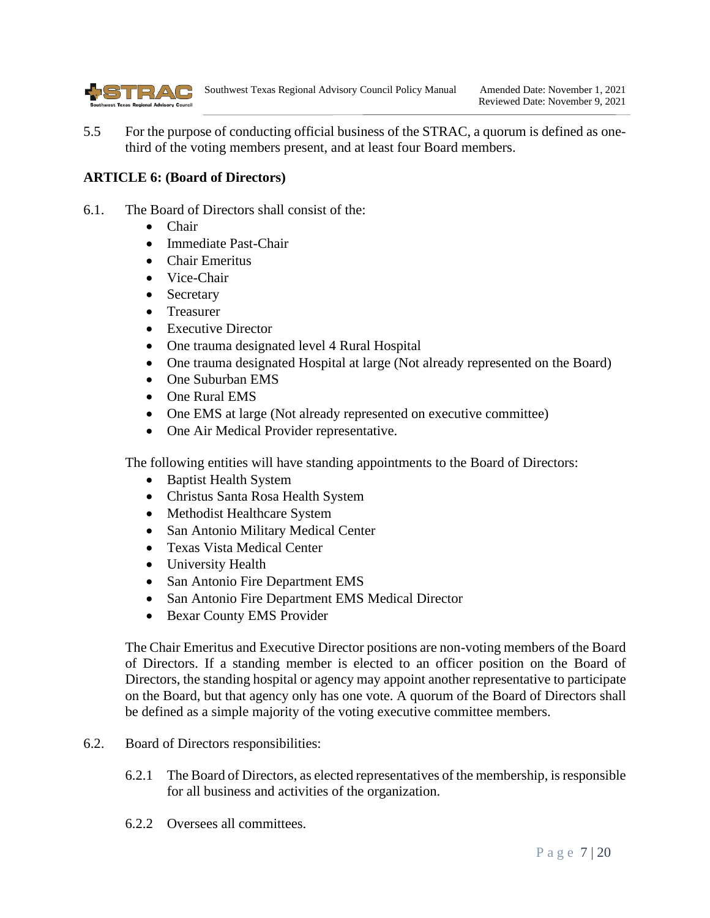5.5 For the purpose of conducting official business of the STRAC, a quorum is defined as one-third of the voting members present, and at least four Board members.

**ARTICLE 6: (Board of Directors)**

6.1. The Board of Directors shall consist of the:

- Chair
- Immediate Past-Chair
- Chair Emeritus
- Vice-Chair
- Secretary
- Treasurer
- Executive Director
- One trauma designated level 4 Rural Hospital
- One trauma designated Hospital at large (Not already represented on the Board)
- One Suburban EMS
- One Rural EMS
- One EMS at large (Not already represented on executive committee)
- One Air Medical Provider representative.

The following entities will have standing appointments to the Board of Directors:

- Baptist Health System
- Christus Santa Rosa Health System
- Methodist Healthcare System
- San Antonio Military Medical Center
- Texas Vista Medical Center
- University Health
- San Antonio Fire Department EMS
- San Antonio Fire Department EMS Medical Director
- Bexar County EMS Provider

The Chair Emeritus and Executive Director positions are non-voting members of the Board of Directors. If a standing member is elected to an officer position on the Board of Directors, the standing hospital or agency may appoint another representative to participate on the Board, but that agency only has one vote. A quorum of the Board of Directors shall be defined as a simple majority of the voting executive committee members.

6.2. Board of Directors responsibilities:

6.2.1 The Board of Directors, as elected representatives of the membership, is responsible for all business and activities of the organization.

6.2.2 Oversees all committees.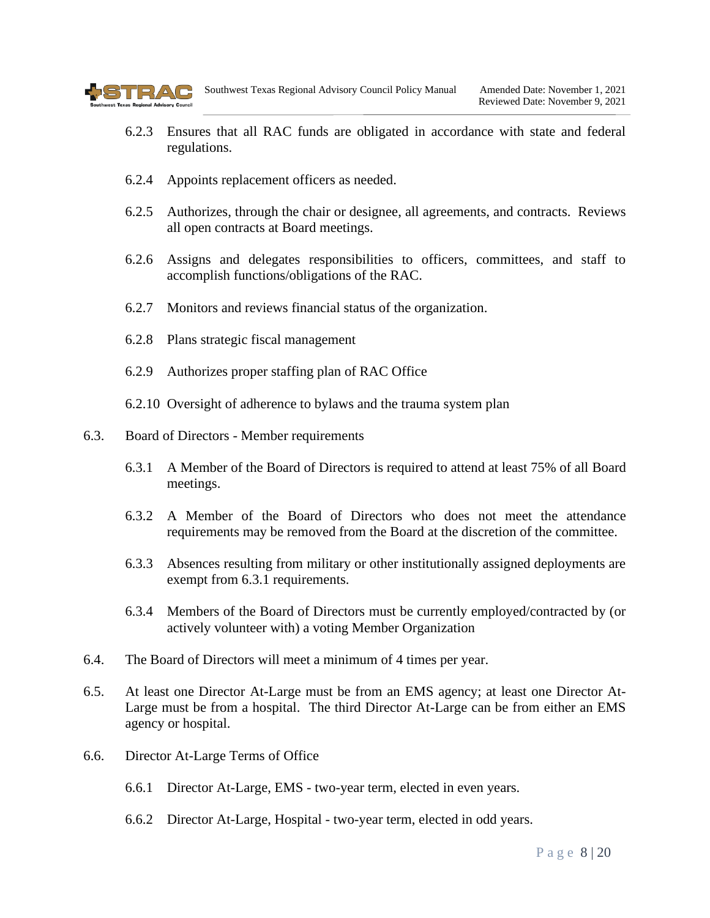6.2.3 Ensures that all RAC funds are obligated in accordance with state and federal regulations.

6.2.4 Appoints replacement officers as needed.

6.2.5 Authorizes, through the chair or designee, all agreements, and contracts. Reviews all open contracts at Board meetings.

6.2.6 Assigns and delegates responsibilities to officers, committees, and staff to accomplish functions/obligations of the RAC.

6.2.7 Monitors and reviews financial status of the organization.

6.2.8 Plans strategic fiscal management

6.2.9 Authorizes proper staffing plan of RAC Office

6.2.10 Oversight of adherence to bylaws and the trauma system plan

6.3. Board of Directors - Member requirements

6.3.1 A Member of the Board of Directors is required to attend at least 75% of all Board meetings.

6.3.2 A Member of the Board of Directors who does not meet the attendance requirements may be removed from the Board at the discretion of the committee.

6.3.3 Absences resulting from military or other institutionally assigned deployments are exempt from 6.3.1 requirements.

6.3.4 Members of the Board of Directors must be currently employed/contracted by (or actively volunteer with) a voting Member Organization

6.4. The Board of Directors will meet a minimum of 4 times per year.

6.5. At least one Director At-Large must be from an EMS agency; at least one Director At-Large must be from a hospital. The third Director At-Large can be from either an EMS agency or hospital.

6.6. Director At-Large Terms of Office

6.6.1 Director At-Large, EMS - two-year term, elected in even years.

6.6.2 Director At-Large, Hospital - two-year term, elected in odd years.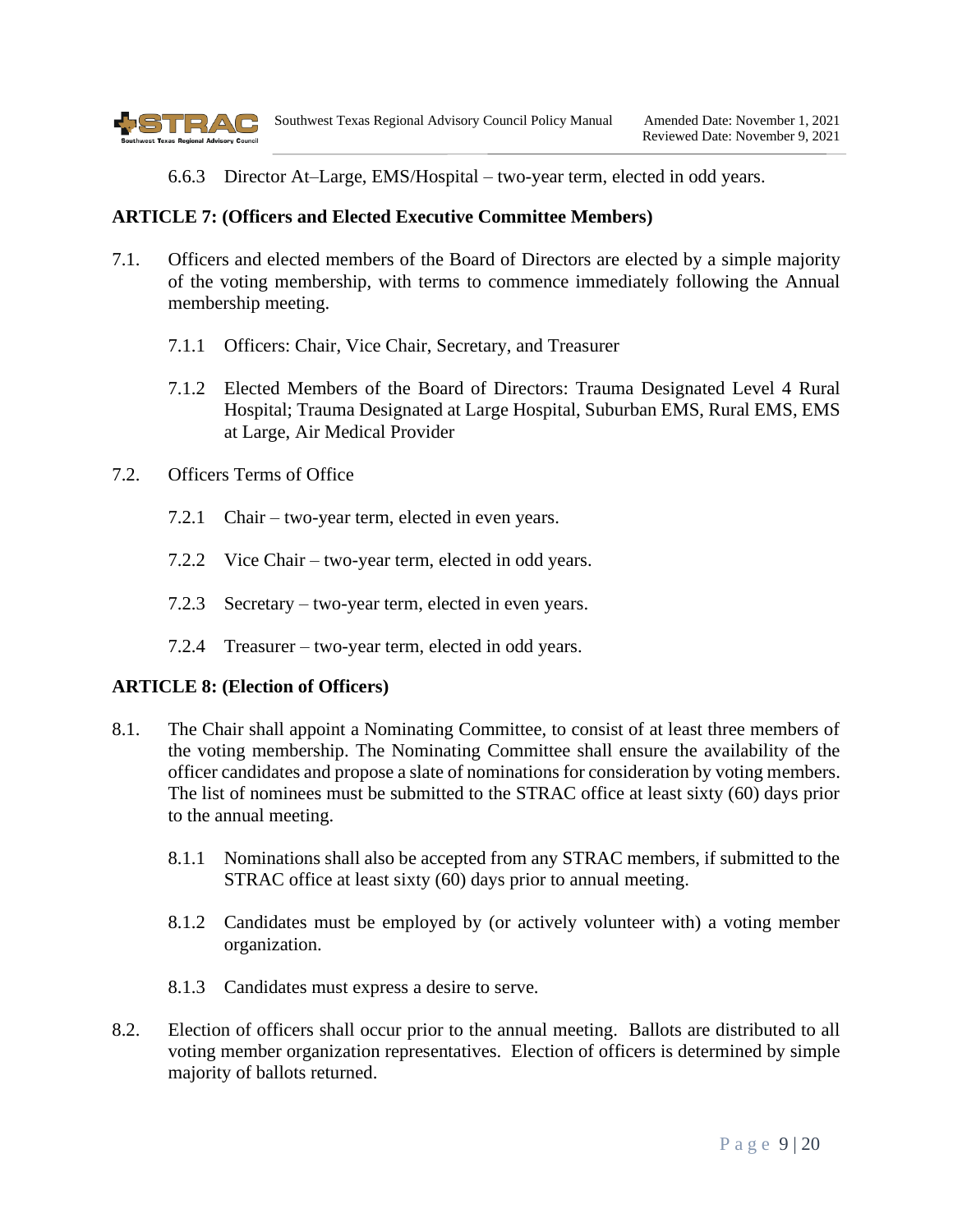6.6.3 Director At–Large, EMS/Hospital – two-year term, elected in odd years.

**ARTICLE 7: (Officers and Elected Executive Committee Members)**

7.1. Officers and elected members of the Board of Directors are elected by a simple majority of the voting membership, with terms to commence immediately following the Annual membership meeting.

7.1.1 Officers: Chair, Vice Chair, Secretary, and Treasurer

7.1.2 Elected Members of the Board of Directors: Trauma Designated Level 4 Rural Hospital; Trauma Designated at Large Hospital, Suburban EMS, Rural EMS, EMS at Large, Air Medical Provider

7.2. Officers Terms of Office

7.2.1 Chair – two-year term, elected in even years.

7.2.2 Vice Chair – two-year term, elected in odd years.

7.2.3 Secretary – two-year term, elected in even years.

7.2.4 Treasurer – two-year term, elected in odd years.

**ARTICLE 8: (Election of Officers)**

8.1. The Chair shall appoint a Nominating Committee, to consist of at least three members of the voting membership. The Nominating Committee shall ensure the availability of the officer candidates and propose a slate of nominations for consideration by voting members. The list of nominees must be submitted to the STRAC office at least sixty (60) days prior to the annual meeting.

8.1.1 Nominations shall also be accepted from any STRAC members, if submitted to the STRAC office at least sixty (60) days prior to annual meeting.

8.1.2 Candidates must be employed by (or actively volunteer with) a voting member organization.

8.1.3 Candidates must express a desire to serve.

8.2. Election of officers shall occur prior to the annual meeting. Ballots are distributed to all voting member organization representatives. Election of officers is determined by simple majority of ballots returned.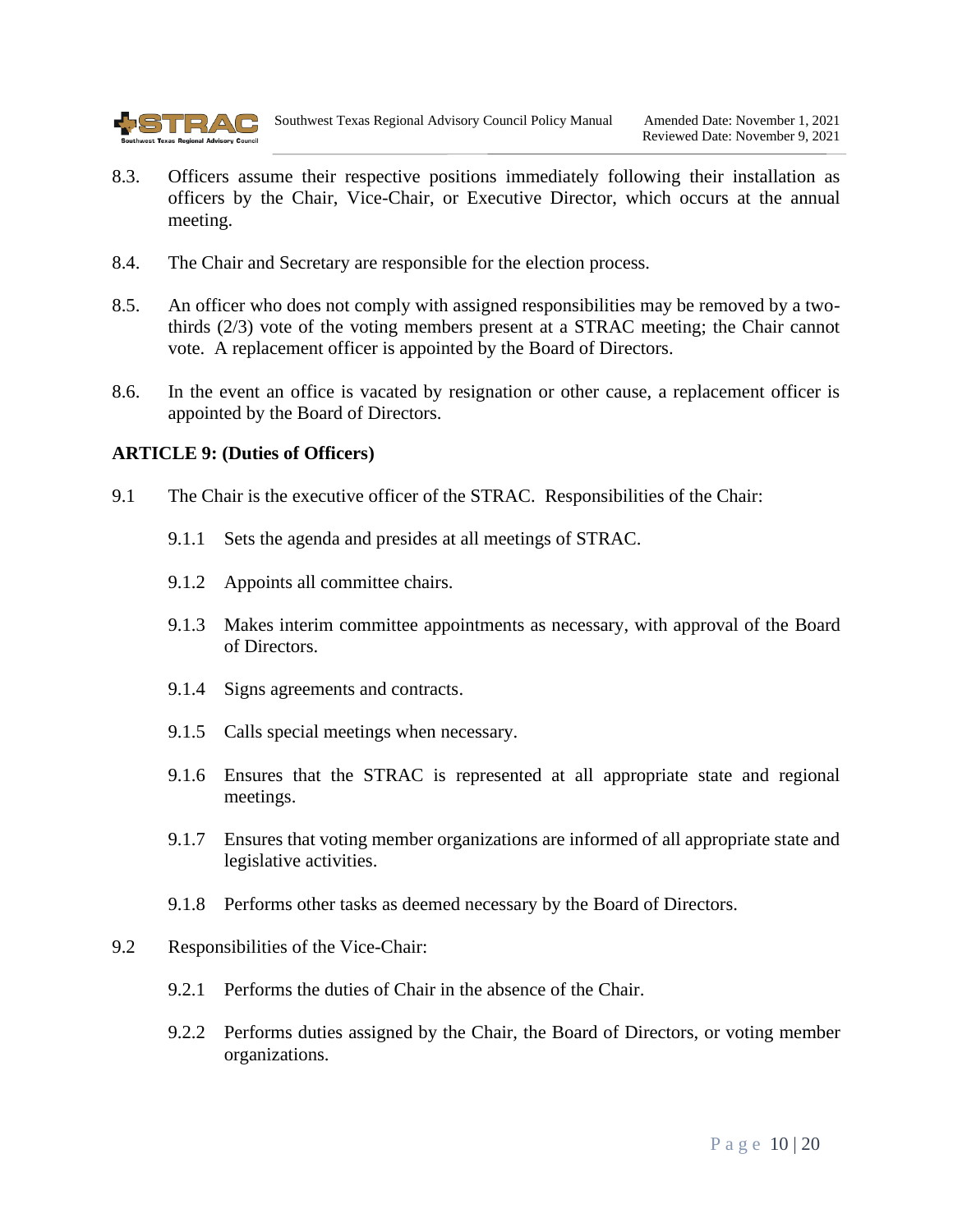8.3. Officers assume their respective positions immediately following their installation as officers by the Chair, Vice-Chair, or Executive Director, which occurs at the annual meeting.

8.4. The Chair and Secretary are responsible for the election process.

8.5. An officer who does not comply with assigned responsibilities may be removed by a two-thirds (2/3) vote of the voting members present at a STRAC meeting; the Chair cannot vote. A replacement officer is appointed by the Board of Directors.

8.6. In the event an office is vacated by resignation or other cause, a replacement officer is appointed by the Board of Directors.

**ARTICLE 9: (Duties of Officers)**

9.1 The Chair is the executive officer of the STRAC. Responsibilities of the Chair:

- 9.1.1 Sets the agenda and presides at all meetings of STRAC.
- 9.1.2 Appoints all committee chairs.
- 9.1.3 Makes interim committee appointments as necessary, with approval of the Board of Directors.
- 9.1.4 Signs agreements and contracts.
- 9.1.5 Calls special meetings when necessary.
- 9.1.6 Ensures that the STRAC is represented at all appropriate state and regional meetings.
- 9.1.7 Ensures that voting member organizations are informed of all appropriate state and legislative activities.
- 9.1.8 Performs other tasks as deemed necessary by the Board of Directors.

9.2 Responsibilities of the Vice-Chair:

- 9.2.1 Performs the duties of Chair in the absence of the Chair.
- 9.2.2 Performs duties assigned by the Chair, the Board of Directors, or voting member organizations.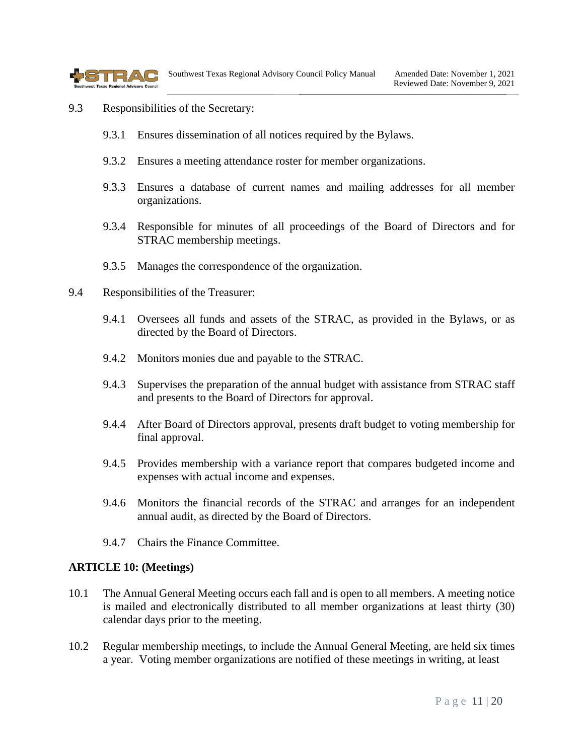9.3 Responsibilities of the Secretary:

9.3.1 Ensures dissemination of all notices required by the Bylaws.

9.3.2 Ensures a meeting attendance roster for member organizations.

9.3.3 Ensures a database of current names and mailing addresses for all member organizations.

9.3.4 Responsible for minutes of all proceedings of the Board of Directors and for STRAC membership meetings.

9.3.5 Manages the correspondence of the organization.

9.4 Responsibilities of the Treasurer:

9.4.1 Oversees all funds and assets of the STRAC, as provided in the Bylaws, or as directed by the Board of Directors.

9.4.2 Monitors monies due and payable to the STRAC.

9.4.3 Supervises the preparation of the annual budget with assistance from STRAC staff and presents to the Board of Directors for approval.

9.4.4 After Board of Directors approval, presents draft budget to voting membership for final approval.

9.4.5 Provides membership with a variance report that compares budgeted income and expenses with actual income and expenses.

9.4.6 Monitors the financial records of the STRAC and arranges for an independent annual audit, as directed by the Board of Directors.

9.4.7 Chairs the Finance Committee.

**ARTICLE 10: (Meetings)**

10.1 The Annual General Meeting occurs each fall and is open to all members. A meeting notice is mailed and electronically distributed to all member organizations at least thirty (30) calendar days prior to the meeting.

10.2 Regular membership meetings, to include the Annual General Meeting, are held six times a year. Voting member organizations are notified of these meetings in writing, at least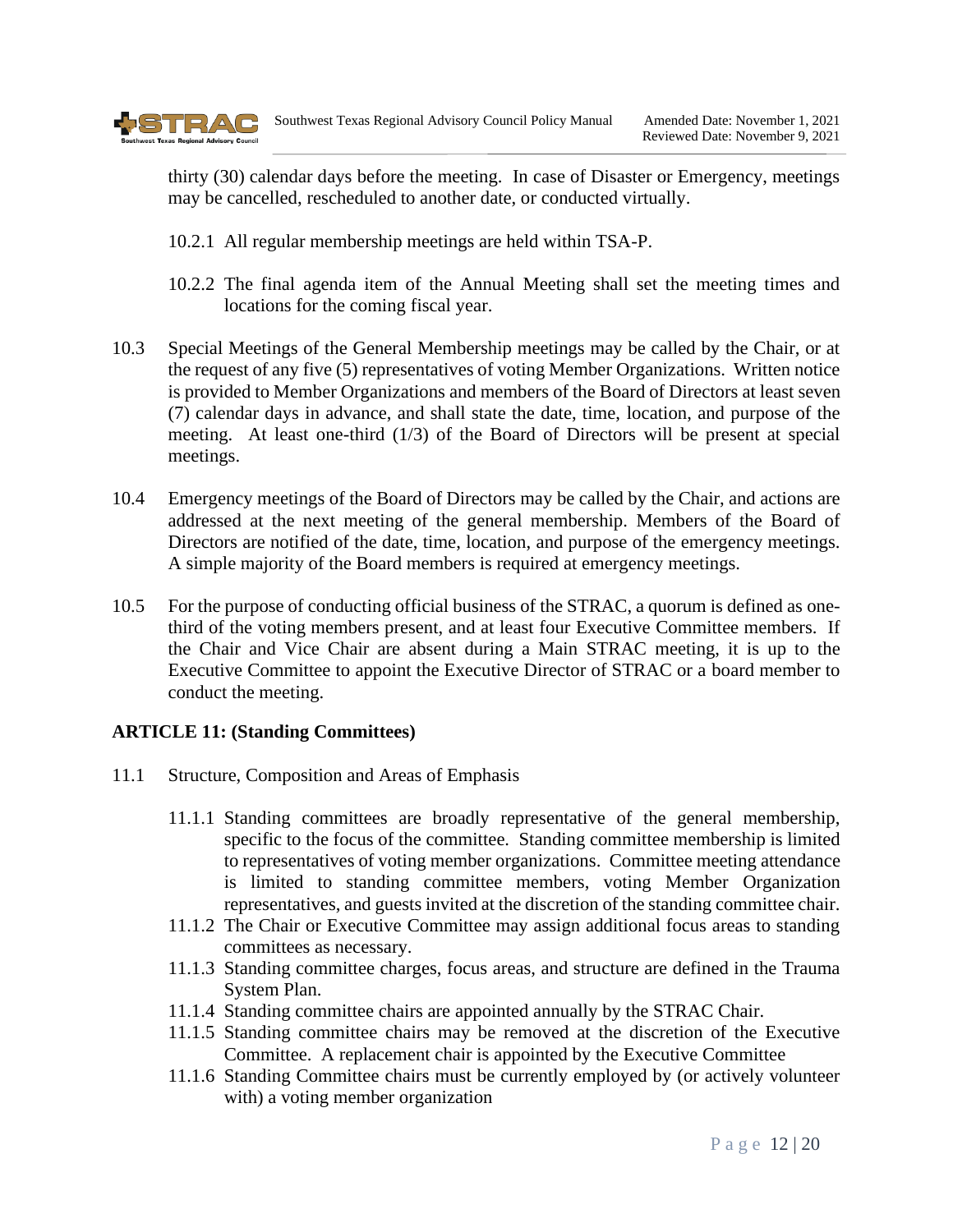thirty (30) calendar days before the meeting. In case of Disaster or Emergency, meetings may be cancelled, rescheduled to another date, or conducted virtually.

10.2.1 All regular membership meetings are held within TSA-P.

10.2.2 The final agenda item of the Annual Meeting shall set the meeting times and locations for the coming fiscal year.

10.3 Special Meetings of the General Membership meetings may be called by the Chair, or at the request of any five (5) representatives of voting Member Organizations. Written notice is provided to Member Organizations and members of the Board of Directors at least seven (7) calendar days in advance, and shall state the date, time, location, and purpose of the meeting. At least one-third (1/3) of the Board of Directors will be present at special meetings.

10.4 Emergency meetings of the Board of Directors may be called by the Chair, and actions are addressed at the next meeting of the general membership. Members of the Board of Directors are notified of the date, time, location, and purpose of the emergency meetings. A simple majority of the Board members is required at emergency meetings.

10.5 For the purpose of conducting official business of the STRAC, a quorum is defined as one-third of the voting members present, and at least four Executive Committee members. If the Chair and Vice Chair are absent during a Main STRAC meeting, it is up to the Executive Committee to appoint the Executive Director of STRAC or a board member to conduct the meeting.

## ARTICLE 11: (Standing Committees)

11.1 Structure, Composition and Areas of Emphasis

11.1.1 Standing committees are broadly representative of the general membership, specific to the focus of the committee. Standing committee membership is limited to representatives of voting member organizations. Committee meeting attendance is limited to standing committee members, voting Member Organization representatives, and guests invited at the discretion of the standing committee chair.

11.1.2 The Chair or Executive Committee may assign additional focus areas to standing committees as necessary.

11.1.3 Standing committee charges, focus areas, and structure are defined in the Trauma System Plan.

11.1.4 Standing committee chairs are appointed annually by the STRAC Chair.

11.1.5 Standing committee chairs may be removed at the discretion of the Executive Committee. A replacement chair is appointed by the Executive Committee

11.1.6 Standing Committee chairs must be currently employed by (or actively volunteer with) a voting member organization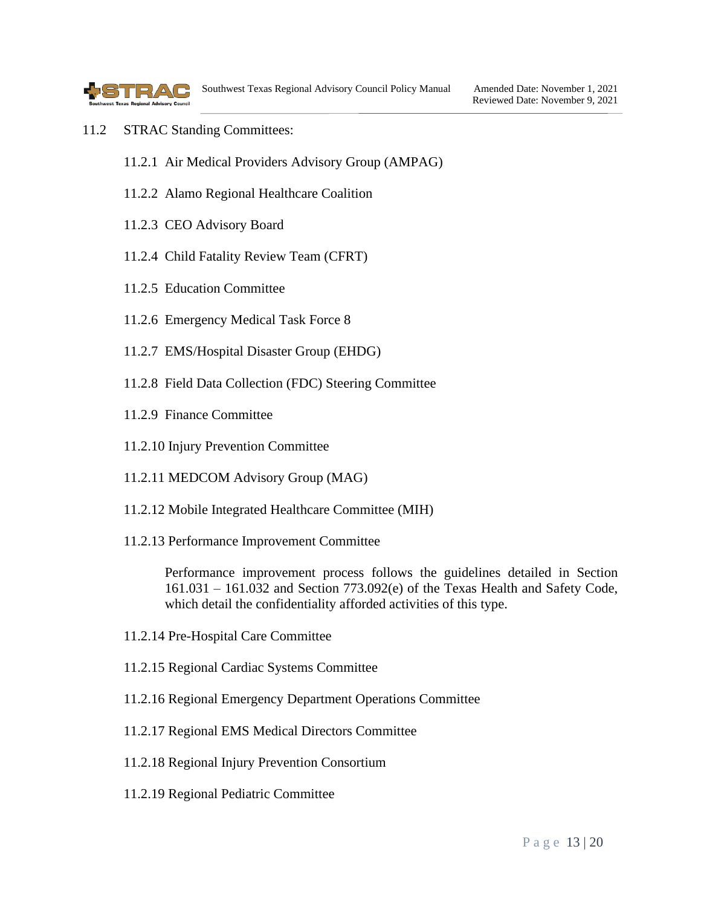11.2 STRAC Standing Committees:

- 11.2.1 Air Medical Providers Advisory Group (AMPAG)
- 11.2.2 Alamo Regional Healthcare Coalition
- 11.2.3 CEO Advisory Board
- 11.2.4 Child Fatality Review Team (CFRT)
- 11.2.5 Education Committee
- 11.2.6 Emergency Medical Task Force 8
- 11.2.7 EMS/Hospital Disaster Group (EHDG)
- 11.2.8 Field Data Collection (FDC) Steering Committee
- 11.2.9 Finance Committee
- 11.2.10 Injury Prevention Committee
- 11.2.11 MEDCOM Advisory Group (MAG)
- 11.2.12 Mobile Integrated Healthcare Committee (MIH)
- 11.2.13 Performance Improvement Committee

  Performance improvement process follows the guidelines detailed in Section 161.031 – 161.032 and Section 773.092(e) of the Texas Health and Safety Code, which detail the confidentiality afforded activities of this type.

- 11.2.14 Pre-Hospital Care Committee
- 11.2.15 Regional Cardiac Systems Committee
- 11.2.16 Regional Emergency Department Operations Committee
- 11.2.17 Regional EMS Medical Directors Committee
- 11.2.18 Regional Injury Prevention Consortium
- 11.2.19 Regional Pediatric Committee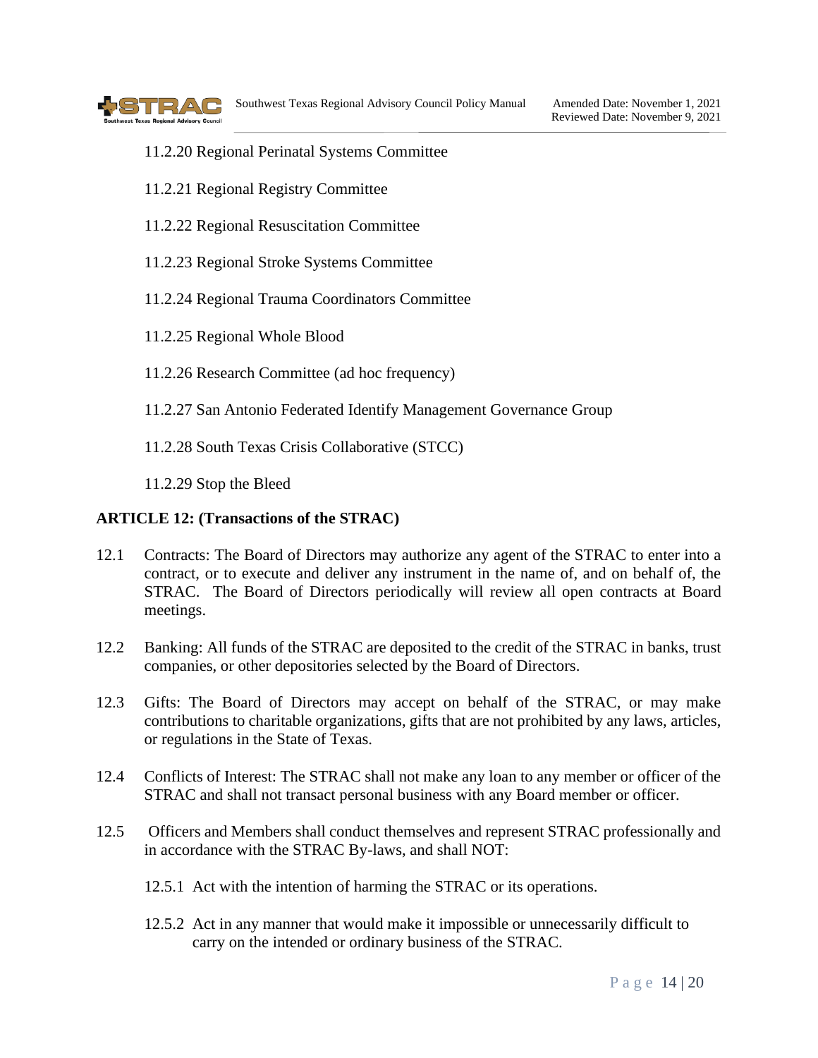11.2.20 Regional Perinatal Systems Committee

11.2.21 Regional Registry Committee

11.2.22 Regional Resuscitation Committee

11.2.23 Regional Stroke Systems Committee

11.2.24 Regional Trauma Coordinators Committee

11.2.25 Regional Whole Blood

11.2.26 Research Committee (ad hoc frequency)

11.2.27 San Antonio Federated Identify Management Governance Group

11.2.28 South Texas Crisis Collaborative (STCC)

11.2.29 Stop the Bleed

## ARTICLE 12: (Transactions of the STRAC)

12.1 Contracts: The Board of Directors may authorize any agent of the STRAC to enter into a contract, or to execute and deliver any instrument in the name of, and on behalf of, the STRAC. The Board of Directors periodically will review all open contracts at Board meetings.

12.2 Banking: All funds of the STRAC are deposited to the credit of the STRAC in banks, trust companies, or other depositories selected by the Board of Directors.

12.3 Gifts: The Board of Directors may accept on behalf of the STRAC, or may make contributions to charitable organizations, gifts that are not prohibited by any laws, articles, or regulations in the State of Texas.

12.4 Conflicts of Interest: The STRAC shall not make any loan to any member or officer of the STRAC and shall not transact personal business with any Board member or officer.

12.5 Officers and Members shall conduct themselves and represent STRAC professionally and in accordance with the STRAC By-laws, and shall NOT:

12.5.1 Act with the intention of harming the STRAC or its operations.

12.5.2 Act in any manner that would make it impossible or unnecessarily difficult to carry on the intended or ordinary business of the STRAC.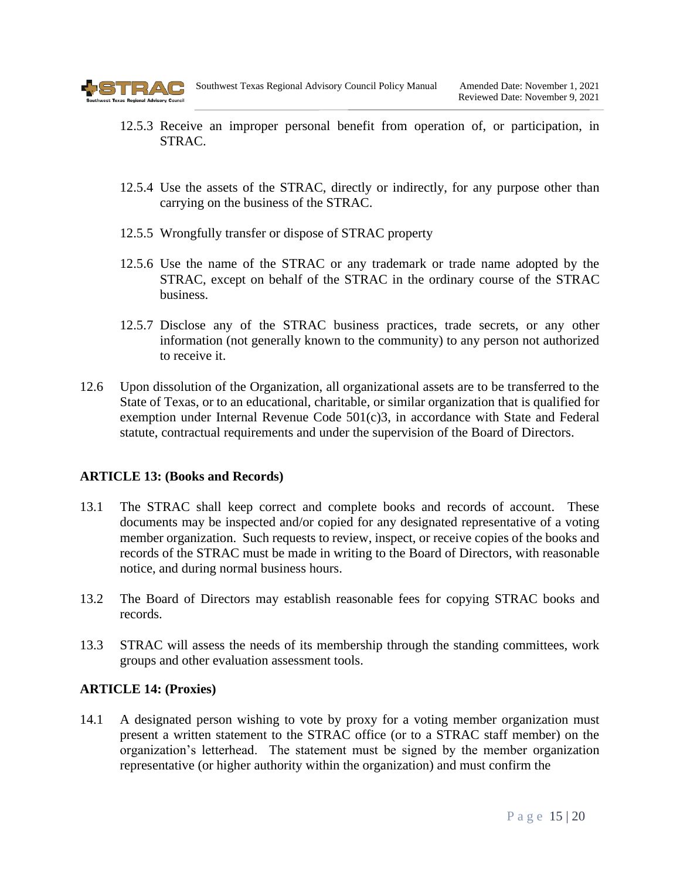12.5.3 Receive an improper personal benefit from operation of, or participation, in STRAC.

12.5.4 Use the assets of the STRAC, directly or indirectly, for any purpose other than carrying on the business of the STRAC.

12.5.5 Wrongfully transfer or dispose of STRAC property

12.5.6 Use the name of the STRAC or any trademark or trade name adopted by the STRAC, except on behalf of the STRAC in the ordinary course of the STRAC business.

12.5.7 Disclose any of the STRAC business practices, trade secrets, or any other information (not generally known to the community) to any person not authorized to receive it.

12.6 Upon dissolution of the Organization, all organizational assets are to be transferred to the State of Texas, or to an educational, charitable, or similar organization that is qualified for exemption under Internal Revenue Code 501(c)3, in accordance with State and Federal statute, contractual requirements and under the supervision of the Board of Directors.

**ARTICLE 13: (Books and Records)**

13.1 The STRAC shall keep correct and complete books and records of account. These documents may be inspected and/or copied for any designated representative of a voting member organization. Such requests to review, inspect, or receive copies of the books and records of the STRAC must be made in writing to the Board of Directors, with reasonable notice, and during normal business hours.

13.2 The Board of Directors may establish reasonable fees for copying STRAC books and records.

13.3 STRAC will assess the needs of its membership through the standing committees, work groups and other evaluation assessment tools.

**ARTICLE 14: (Proxies)**

14.1 A designated person wishing to vote by proxy for a voting member organization must present a written statement to the STRAC office (or to a STRAC staff member) on the organization's letterhead. The statement must be signed by the member organization representative (or higher authority within the organization) and must confirm the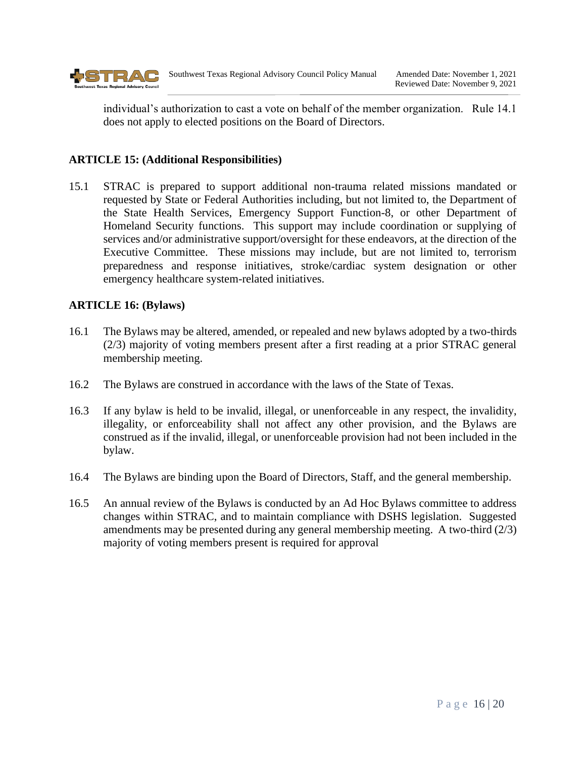individual's authorization to cast a vote on behalf of the member organization. Rule 14.1 does not apply to elected positions on the Board of Directors.

## ARTICLE 15: (Additional Responsibilities)

15.1 STRAC is prepared to support additional non-trauma related missions mandated or requested by State or Federal Authorities including, but not limited to, the Department of the State Health Services, Emergency Support Function-8, or other Department of Homeland Security functions. This support may include coordination or supplying of services and/or administrative support/oversight for these endeavors, at the direction of the Executive Committee. These missions may include, but are not limited to, terrorism preparedness and response initiatives, stroke/cardiac system designation or other emergency healthcare system-related initiatives.

## ARTICLE 16: (Bylaws)

16.1 The Bylaws may be altered, amended, or repealed and new bylaws adopted by a two-thirds (2/3) majority of voting members present after a first reading at a prior STRAC general membership meeting.

16.2 The Bylaws are construed in accordance with the laws of the State of Texas.

16.3 If any bylaw is held to be invalid, illegal, or unenforceable in any respect, the invalidity, illegality, or enforceability shall not affect any other provision, and the Bylaws are construed as if the invalid, illegal, or unenforceable provision had not been included in the bylaw.

16.4 The Bylaws are binding upon the Board of Directors, Staff, and the general membership.

16.5 An annual review of the Bylaws is conducted by an Ad Hoc Bylaws committee to address changes within STRAC, and to maintain compliance with DSHS legislation. Suggested amendments may be presented during any general membership meeting. A two-third (2/3) majority of voting members present is required for approval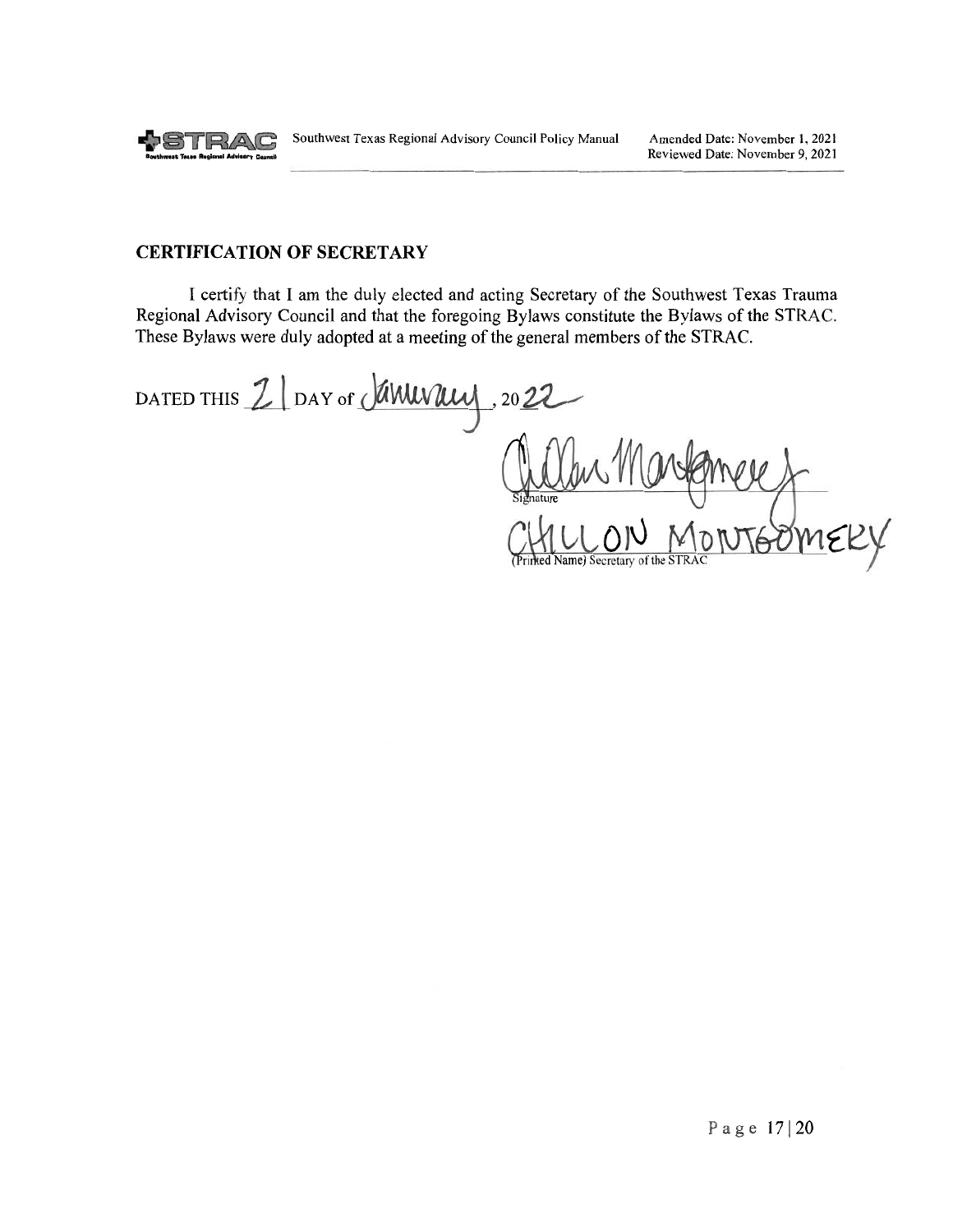## CERTIFICATION OF SECRETARY

I certify that I am the duly elected and acting Secretary of the Southwest Texas Trauma Regional Advisory Council and that the foregoing Bylaws constitute the Bylaws of the STRAC. These Bylaws were duly adopted at a meeting of the general members of the STRAC.

DATED THIS 21 DAY of January, 2022

Signature

CHILLON MONTGOMERY

(Printed Name) Secretary of the STRAC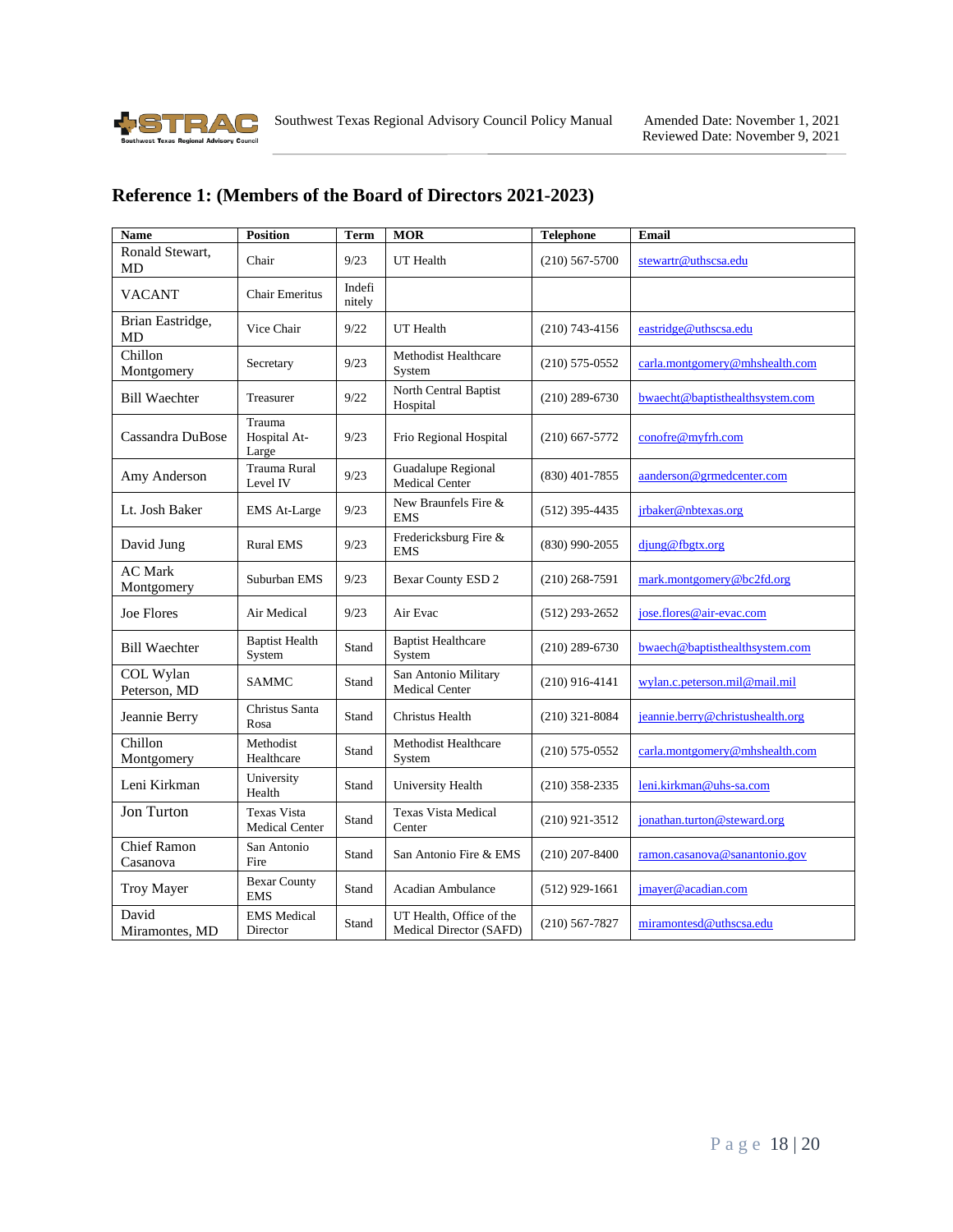## Reference 1: (Members of the Board of Directors 2021-2023)

| Name | Position | Term | MOR | Telephone | Email |
|---|---|---|---|---|---|
| Ronald Stewart, MD | Chair | 9/23 | UT Health | (210) 567-5700 | stewartr@uthscsa.edu |
| VACANT | Chair Emeritus | Indefinitely | | | |
| Brian Eastridge, MD | Vice Chair | 9/22 | UT Health | (210) 743-4156 | eastridge@uthscsa.edu |
| Chillon Montgomery | Secretary | 9/23 | Methodist Healthcare System | (210) 575-0552 | carla.montgomery@mhshealth.com |
| Bill Waechter | Treasurer | 9/22 | North Central Baptist Hospital | (210) 289-6730 | bwaecht@baptisthealthsystem.com |
| Cassandra DuBose | Trauma Hospital At-Large | 9/23 | Frio Regional Hospital | (210) 667-5772 | conofre@myfrh.com |
| Amy Anderson | Trauma Rural Level IV | 9/23 | Guadalupe Regional Medical Center | (830) 401-7855 | aanderson@grmedcenter.com |
| Lt. Josh Baker | EMS At-Large | 9/23 | New Braunfels Fire & EMS | (512) 395-4435 | jrbaker@nbtexas.org |
| David Jung | Rural EMS | 9/23 | Fredericksburg Fire & EMS | (830) 990-2055 | djung@fbgtx.org |
| AC Mark Montgomery | Suburban EMS | 9/23 | Bexar County ESD 2 | (210) 268-7591 | mark.montgomery@bc2fd.org |
| Joe Flores | Air Medical | 9/23 | Air Evac | (512) 293-2652 | jose.flores@air-evac.com |
| Bill Waechter | Baptist Health System | Stand | Baptist Healthcare System | (210) 289-6730 | bwaech@baptisthealthsystem.com |
| COL Wylan Peterson, MD | SAMMC | Stand | San Antonio Military Medical Center | (210) 916-4141 | wylan.c.peterson.mil@mail.mil |
| Jeannie Berry | Christus Santa Rosa | Stand | Christus Health | (210) 321-8084 | jeannie.berry@christushealth.org |
| Chillon Montgomery | Methodist Healthcare | Stand | Methodist Healthcare System | (210) 575-0552 | carla.montgomery@mhshealth.com |
| Leni Kirkman | University Health | Stand | University Health | (210) 358-2335 | leni.kirkman@uhs-sa.com |
| Jon Turton | Texas Vista Medical Center | Stand | Texas Vista Medical Center | (210) 921-3512 | jonathan.turton@steward.org |
| Chief Ramon Casanova | San Antonio Fire | Stand | San Antonio Fire & EMS | (210) 207-8400 | ramon.casanova@sanantonio.gov |
| Troy Mayer | Bexar County EMS | Stand | Acadian Ambulance | (512) 929-1661 | jmayer@acadian.com |
| David Miramontes, MD | EMS Medical Director | Stand | UT Health, Office of the Medical Director (SAFD) | (210) 567-7827 | miramontesd@uthscsa.edu |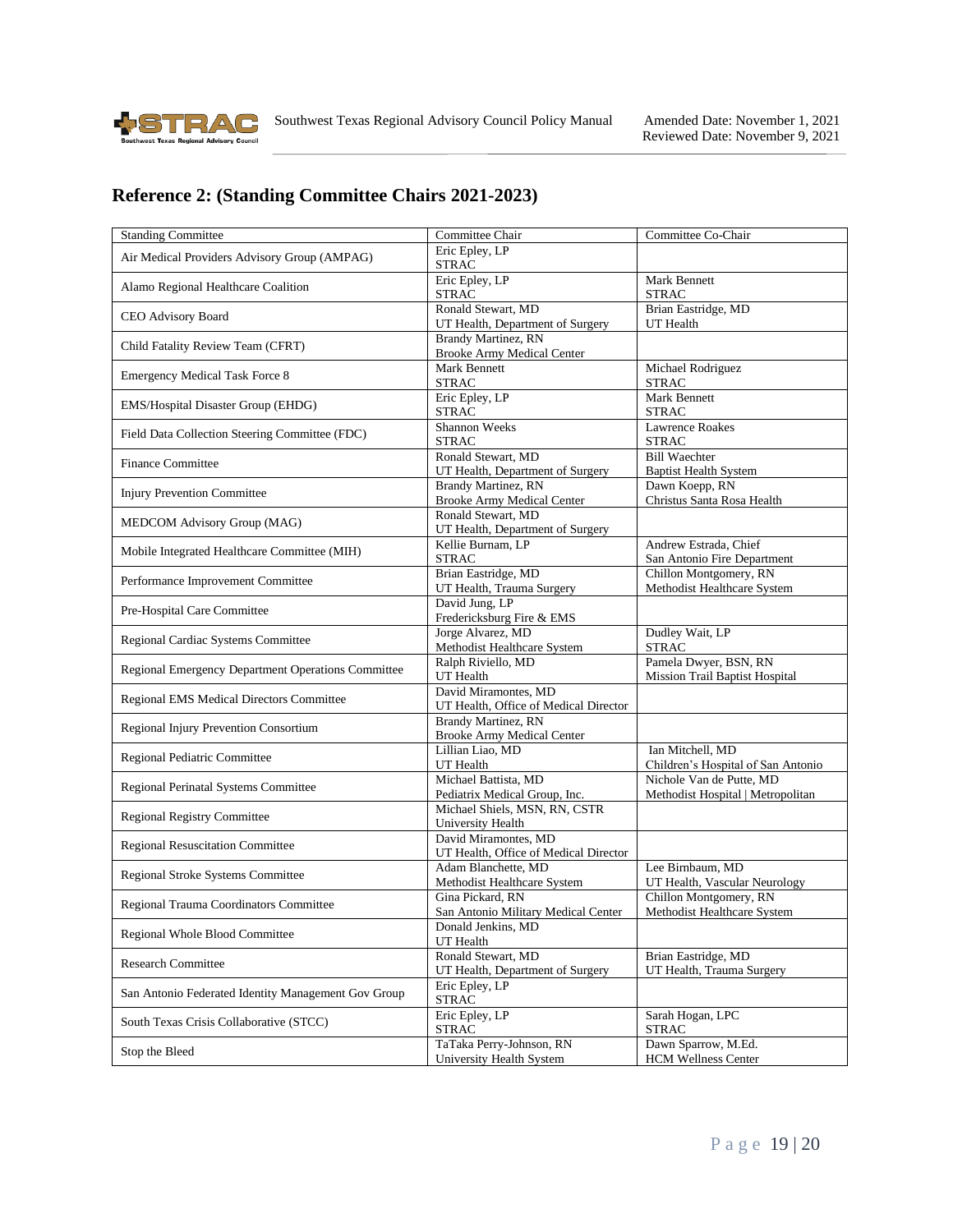## Reference 2: (Standing Committee Chairs 2021-2023)

| Standing Committee | Committee Chair | Committee Co-Chair |
|---|---|---|
| Air Medical Providers Advisory Group (AMPAG) | Eric Epley, LP<br>STRAC | |
| Alamo Regional Healthcare Coalition | Eric Epley, LP<br>STRAC | Mark Bennett<br>STRAC |
| CEO Advisory Board | Ronald Stewart, MD<br>UT Health, Department of Surgery | Brian Eastridge, MD<br>UT Health |
| Child Fatality Review Team (CFRT) | Brandy Martinez, RN<br>Brooke Army Medical Center | |
| Emergency Medical Task Force 8 | Mark Bennett<br>STRAC | Michael Rodriguez<br>STRAC |
| EMS/Hospital Disaster Group (EHDG) | Eric Epley, LP<br>STRAC | Mark Bennett<br>STRAC |
| Field Data Collection Steering Committee (FDC) | Shannon Weeks<br>STRAC | Lawrence Roakes<br>STRAC |
| Finance Committee | Ronald Stewart, MD<br>UT Health, Department of Surgery | Bill Waechter<br>Baptist Health System |
| Injury Prevention Committee | Brandy Martinez, RN<br>Brooke Army Medical Center | Dawn Koepp, RN<br>Christus Santa Rosa Health |
| MEDCOM Advisory Group (MAG) | Ronald Stewart, MD<br>UT Health, Department of Surgery | |
| Mobile Integrated Healthcare Committee (MIH) | Kellie Burnam, LP<br>STRAC | Andrew Estrada, Chief<br>San Antonio Fire Department |
| Performance Improvement Committee | Brian Eastridge, MD<br>UT Health, Trauma Surgery | Chillon Montgomery, RN<br>Methodist Healthcare System |
| Pre-Hospital Care Committee | David Jung, LP<br>Fredericksburg Fire & EMS | |
| Regional Cardiac Systems Committee | Jorge Alvarez, MD<br>Methodist Healthcare System | Dudley Wait, LP<br>STRAC |
| Regional Emergency Department Operations Committee | Ralph Riviello, MD<br>UT Health | Pamela Dwyer, BSN, RN<br>Mission Trail Baptist Hospital |
| Regional EMS Medical Directors Committee | David Miramontes, MD<br>UT Health, Office of Medical Director | |
| Regional Injury Prevention Consortium | Brandy Martinez, RN<br>Brooke Army Medical Center | |
| Regional Pediatric Committee | Lillian Liao, MD<br>UT Health | Ian Mitchell, MD<br>Children's Hospital of San Antonio |
| Regional Perinatal Systems Committee | Michael Battista, MD<br>Pediatrix Medical Group, Inc. | Nichole Van de Putte, MD<br>Methodist Hospital \| Metropolitan |
| Regional Registry Committee | Michael Shiels, MSN, RN, CSTR<br>University Health | |
| Regional Resuscitation Committee | David Miramontes, MD<br>UT Health, Office of Medical Director | |
| Regional Stroke Systems Committee | Adam Blanchette, MD<br>Methodist Healthcare System | Lee Birnbaum, MD<br>UT Health, Vascular Neurology |
| Regional Trauma Coordinators Committee | Gina Pickard, RN<br>San Antonio Military Medical Center | Chillon Montgomery, RN<br>Methodist Healthcare System |
| Regional Whole Blood Committee | Donald Jenkins, MD<br>UT Health | |
| Research Committee | Ronald Stewart, MD<br>UT Health, Department of Surgery | Brian Eastridge, MD<br>UT Health, Trauma Surgery |
| San Antonio Federated Identity Management Gov Group | Eric Epley, LP<br>STRAC | |
| South Texas Crisis Collaborative (STCC) | Eric Epley, LP<br>STRAC | Sarah Hogan, LPC<br>STRAC |
| Stop the Bleed | TaTaka Perry-Johnson, RN<br>University Health System | Dawn Sparrow, M.Ed.<br>HCM Wellness Center |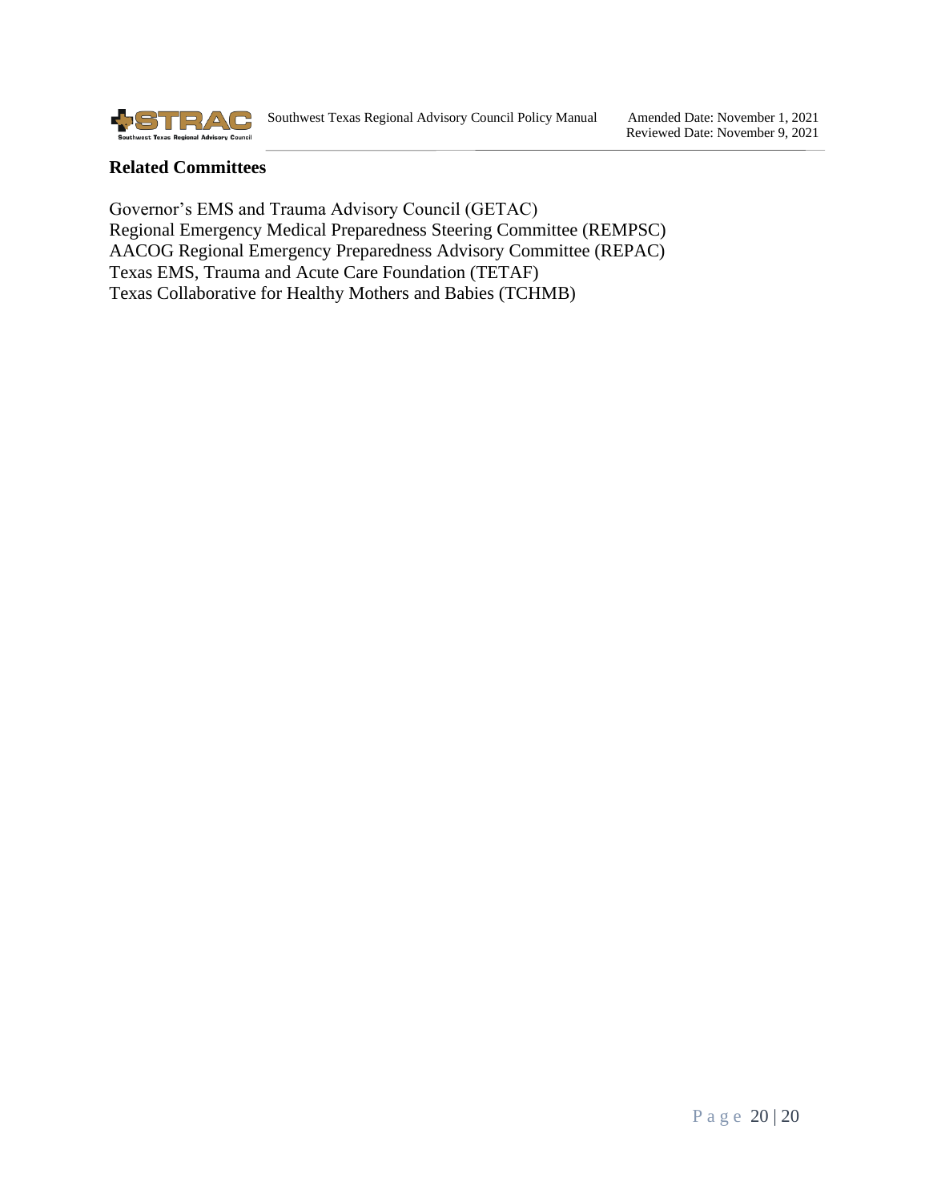### Related Committees

Governor's EMS and Trauma Advisory Council (GETAC)
Regional Emergency Medical Preparedness Steering Committee (REMPSC)
AACOG Regional Emergency Preparedness Advisory Committee (REPAC)
Texas EMS, Trauma and Acute Care Foundation (TETAF)
Texas Collaborative for Healthy Mothers and Babies (TCHMB)